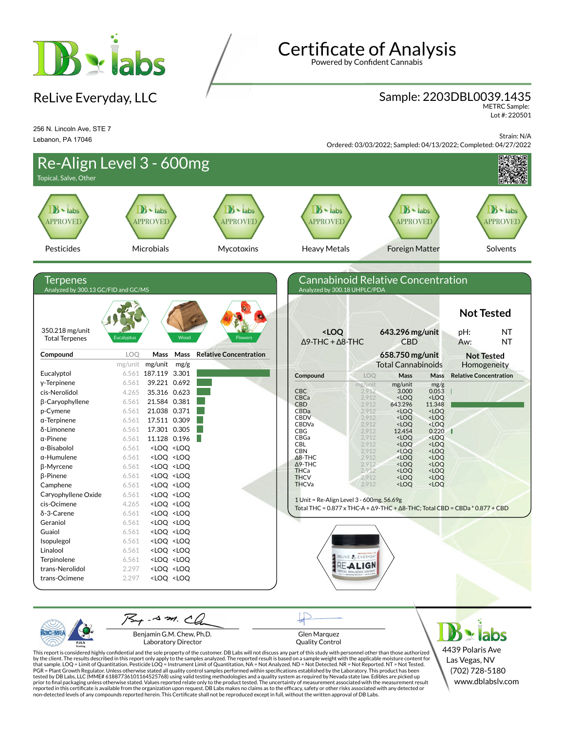# Certificate of Analysis

Powered by Confident Cannabis

## ReLive Everyday, LLC

256 N. Lincoln Ave, STE 7
Lebanon, PA 17046

**Sample: 2203DBL0039.1435**
METRC Sample:
Lot #: 220501

Strain: N/A
Ordered: 03/03/2022; Sampled: 04/13/2022; Completed: 04/27/2022

## Re-Align Level 3 - 600mg

Topical, Salve, Other

| Pesticides | Microbials | Mycotoxins | Heavy Metals | Foreign Matter | Solvents |
|---|---|---|---|---|---|
| APPROVED | APPROVED | APPROVED | APPROVED | APPROVED | APPROVED |

## Terpenes

Analyzed by 300.13 GC/FID and GC/MS

350.218 mg/unit Total Terpenes

Eucalyptus — Wood — Flowers

| Compound | LOQ mg/unit | Mass mg/unit | Mass mg/g | Relative Concentration |
|---|---|---|---|---|
| Eucalyptol | 6.561 | 187.119 | 3.301 | |
| γ-Terpinene | 6.561 | 39.221 | 0.692 | |
| cis-Nerolidol | 4.265 | 35.316 | 0.623 | |
| β-Caryophyllene | 6.561 | 21.584 | 0.381 | |
| p-Cymene | 6.561 | 21.038 | 0.371 | |
| α-Terpinene | 6.561 | 17.511 | 0.309 | |
| δ-Limonene | 6.561 | 17.301 | 0.305 | |
| α-Pinene | 6.561 | 11.128 | 0.196 | |
| α-Bisabolol | 6.561 | <LOQ | <LOQ | |
| α-Humulene | 6.561 | <LOQ | <LOQ | |
| β-Myrcene | 6.561 | <LOQ | <LOQ | |
| β-Pinene | 6.561 | <LOQ | <LOQ | |
| Camphene | 6.561 | <LOQ | <LOQ | |
| Caryophyllene Oxide | 6.561 | <LOQ | <LOQ | |
| cis-Ocimene | 4.265 | <LOQ | <LOQ | |
| δ-3-Carene | 6.561 | <LOQ | <LOQ | |
| Geraniol | 6.561 | <LOQ | <LOQ | |
| Guaiol | 6.561 | <LOQ | <LOQ | |
| Isopulegol | 6.561 | <LOQ | <LOQ | |
| Linalool | 6.561 | <LOQ | <LOQ | |
| Terpinolene | 6.561 | <LOQ | <LOQ | |
| trans-Nerolidol | 2.297 | <LOQ | <LOQ | |
| trans-Ocimene | 2.297 | <LOQ | <LOQ | |

## Cannabinoid Relative Concentration

Analyzed by 300.18 UHPLC/PDA

**<LOQ** Δ9-THC + Δ8-THC

**643.296 mg/unit** CBD

**658.750 mg/unit** Total Cannabinoids

**Not Tested**
pH: NT
Aw: NT

**Not Tested** Homogeneity

| Compound | LOQ mg/unit | Mass mg/unit | Mass mg/g | Relative Concentration |
|---|---|---|---|---|
| CBC | 2.912 | 3.000 | 0.053 | |
| CBCa | 2.912 | <LOQ | <LOQ | |
| CBD | 2.912 | 643.296 | 11.348 | |
| CBDa | 2.912 | <LOQ | <LOQ | |
| CBDV | 2.912 | <LOQ | <LOQ | |
| CBDVa | 2.912 | <LOQ | <LOQ | |
| CBG | 2.912 | 12.454 | 0.220 | |
| CBGa | 2.912 | <LOQ | <LOQ | |
| CBL | 2.912 | <LOQ | <LOQ | |
| CBN | 2.912 | <LOQ | <LOQ | |
| Δ8-THC | 2.912 | <LOQ | <LOQ | |
| Δ9-THC | 2.912 | <LOQ | <LOQ | |
| THCa | 2.912 | <LOQ | <LOQ | |
| THCV | 2.912 | <LOQ | <LOQ | |
| THCVa | 2.912 | <LOQ | <LOQ | |

1 Unit = Re-Align Level 3 - 600mg, 56.69g
Total THC = 0.877 x THC-A + Δ9-THC + Δ8-THC; Total CBD = CBDa * 0.877 + CBD

Benjamin G.M. Chew, Ph.D.
Laboratory Director

Glen Marquez
Quality Control

This report is considered highly confidential and the sole property of the customer. DB Labs will not discuss any part of this study with personnel other than those authorized by the client. The results described in this report only apply to the samples analyzed. The reported result is based on a sample weight with the applicable moisture content for that sample. LOQ = Limit of Quantitation. Pesticide LOQ = Instrument Limit of Quantitation, NA = Not Analyzed. ND = Not Detected. NR = Not Reported. NT = Not Tested. PGR = Plant Growth Regulator. Unless otherwise stated all quality control samples performed within specifications established by the Laboratory. This product has been tested by DB Labs, LLC (MME# 61887736101164525768) using valid testing methodologies and a quality system as required by Nevada state law. Edibles are picked up prior to final packaging unless otherwise stated. Values reported relate only to the product tested. The uncertainty of measurement associated with the measurement result reported in this certificate is available from the organization upon request. DB Labs makes no claims as to the efficacy, safety or other risks associated with any detected or non-detected levels of any compounds reported herein. This Certificate shall not be reproduced except in full, without the written approval of DB Labs.

DB labs
4439 Polaris Ave
Las Vegas, NV
(702) 728-5180
www.dblabslv.com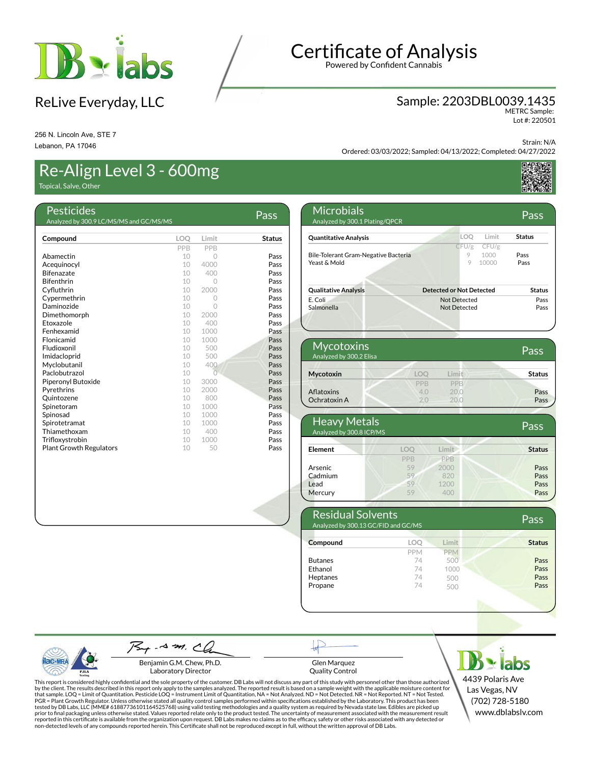# Certificate of Analysis

Powered by Confident Cannabis

## ReLive Everyday, LLC

256 N. Lincoln Ave, STE 7
Lebanon, PA 17046

**Sample: 2203DBL0039.1435**
METRC Sample:
Lot #: 220501

Strain: N/A
Ordered: 03/03/2022; Sampled: 04/13/2022; Completed: 04/27/2022

## Re-Align Level 3 - 600mg

Topical, Salve, Other

### Pesticides — Pass

Analyzed by 300.9 LC/MS/MS and GC/MS/MS

| Compound | LOQ | Limit | Status |
|---|---|---|---|
| | PPB | PPB | |
| Abamectin | 10 | 0 | Pass |
| Acequinocyl | 10 | 4000 | Pass |
| Bifenazate | 10 | 400 | Pass |
| Bifenthrin | 10 | 0 | Pass |
| Cyfluthrin | 10 | 2000 | Pass |
| Cypermethrin | 10 | 0 | Pass |
| Daminozide | 10 | 0 | Pass |
| Dimethomorph | 10 | 2000 | Pass |
| Etoxazole | 10 | 400 | Pass |
| Fenhexamid | 10 | 1000 | Pass |
| Flonicamid | 10 | 1000 | Pass |
| Fludioxonil | 10 | 500 | Pass |
| Imidacloprid | 10 | 500 | Pass |
| Myclobutanil | 10 | 400 | Pass |
| Paclobutrazol | 10 | 0 | Pass |
| Piperonyl Butoxide | 10 | 3000 | Pass |
| Pyrethrins | 10 | 2000 | Pass |
| Quintozene | 10 | 800 | Pass |
| Spinetoram | 10 | 1000 | Pass |
| Spinosad | 10 | 1000 | Pass |
| Spirotetramat | 10 | 1000 | Pass |
| Thiamethoxam | 10 | 400 | Pass |
| Trifloxystrobin | 10 | 1000 | Pass |
| Plant Growth Regulators | 10 | 50 | Pass |

### Microbials — Pass

Analyzed by 300.1 Plating/QPCR

| Quantitative Analysis | LOQ | Limit | Status |
|---|---|---|---|
| | CFU/g | CFU/g | |
| Bile-Tolerant Gram-Negative Bacteria | 9 | 1000 | Pass |
| Yeast & Mold | 9 | 10000 | Pass |

| Qualitative Analysis | Detected or Not Detected | Status |
|---|---|---|
| E. Coli | Not Detected | Pass |
| Salmonella | Not Detected | Pass |

### Mycotoxins — Pass

Analyzed by 300.2 Elisa

| Mycotoxin | LOQ | Limit | Status |
|---|---|---|---|
| | PPB | PPB | |
| Aflatoxins | 4.0 | 20.0 | Pass |
| Ochratoxin A | 2.0 | 20.0 | Pass |

### Heavy Metals — Pass

Analyzed by 300.8 ICP/MS

| Element | LOQ | Limit | Status |
|---|---|---|---|
| | PPB | PPB | |
| Arsenic | 59 | 2000 | Pass |
| Cadmium | 59 | 820 | Pass |
| Lead | 59 | 1200 | Pass |
| Mercury | 59 | 400 | Pass |

### Residual Solvents — Pass

Analyzed by 300.13 GC/FID and GC/MS

| Compound | LOQ | Limit | Status |
|---|---|---|---|
| | PPM | PPM | |
| Butanes | 74 | 500 | Pass |
| Ethanol | 74 | 1000 | Pass |
| Heptanes | 74 | 500 | Pass |
| Propane | 74 | 500 | Pass |

Benjamin G.M. Chew, Ph.D.
Laboratory Director

Glen Marquez
Quality Control

This report is considered highly confidential and the sole property of the customer. DB Labs will not discuss any part of this study with personnel other than those authorized by the client. The results described in this report only apply to the samples analyzed. The reported result is based on a sample weight with the applicable moisture content for that sample. LOQ = Limit of Quantitation. Pesticide LOQ = Instrument Limit of Quantitation, NA = Not Analyzed. ND = Not Detected. NR = Not Reported. NT = Not Tested. PGR = Plant Growth Regulator. Unless otherwise stated all quality control samples performed within specifications established by the Laboratory. This product has been tested by DB Labs, LLC (MME# 61887736101164525768) using valid testing methodologies and a quality system as required by Nevada state law. Edibles are picked up prior to final packaging unless otherwise stated. Values reported relate only to the product tested. The uncertainty of measurement associated with the measurement result reported in this certificate is available from the organization upon request. DB Labs makes no claims as to the efficacy, safety or other risks associated with any detected or non-detected levels of any compounds reported herein. This Certificate shall not be reproduced except in full, without the written approval of DB Labs.

DB labs
4439 Polaris Ave
Las Vegas, NV
(702) 728-5180
www.dblabslv.com